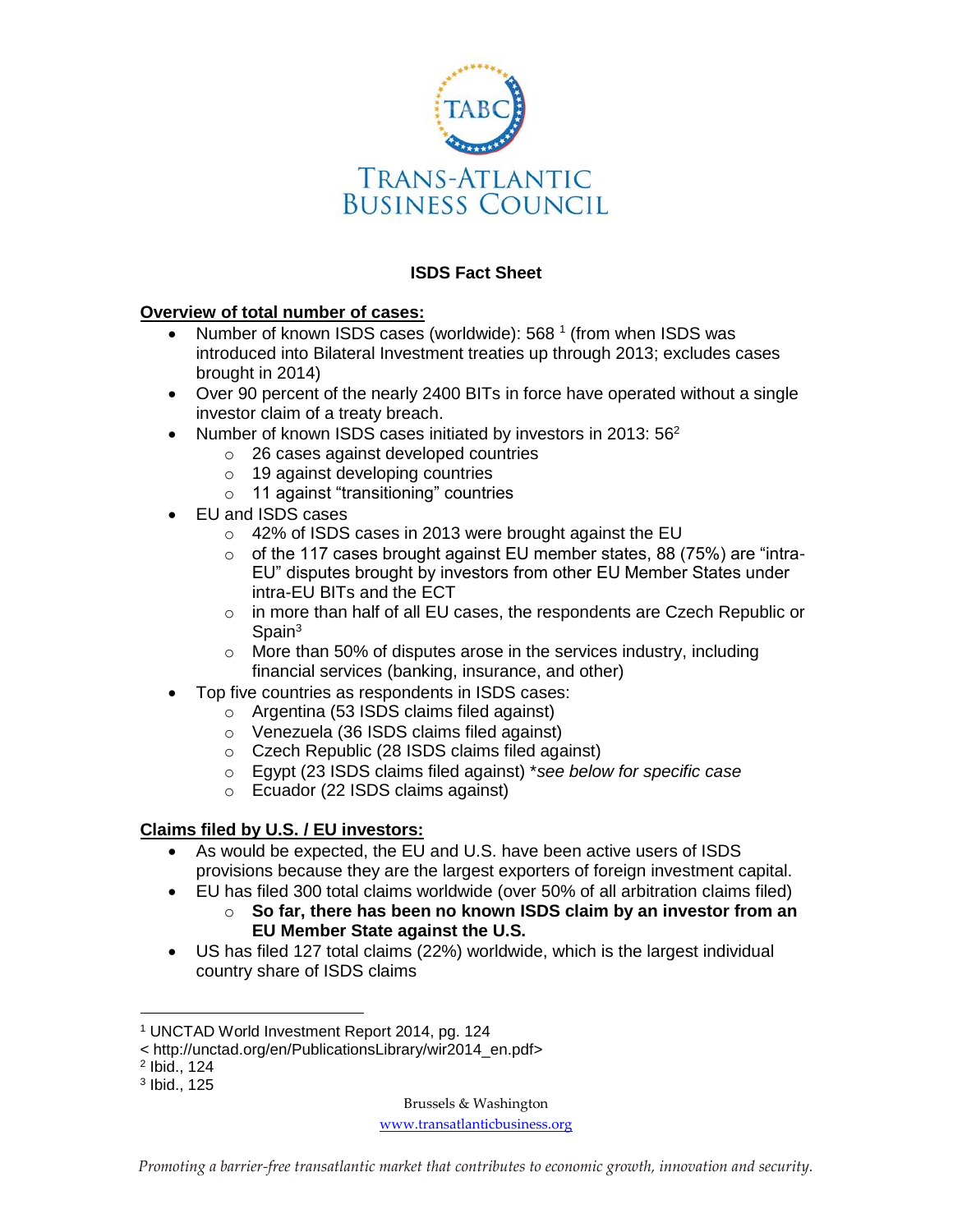TRANS-ATLANTIC BUSINESS COUNCIL

# ISDS Fact Sheet

**Overview of total number of cases:**

- Number of known ISDS cases (worldwide): 568 [1] (from when ISDS was introduced into Bilateral Investment treaties up through 2013; excludes cases brought in 2014)
- Over 90 percent of the nearly 2400 BITs in force have operated without a single investor claim of a treaty breach.
- Number of known ISDS cases initiated by investors in 2013: 56[2]
  - 26 cases against developed countries
  - 19 against developing countries
  - 11 against "transitioning" countries
- EU and ISDS cases
  - 42% of ISDS cases in 2013 were brought against the EU
  - of the 117 cases brought against EU member states, 88 (75%) are "intra-EU" disputes brought by investors from other EU Member States under intra-EU BITs and the ECT
  - in more than half of all EU cases, the respondents are Czech Republic or Spain[3]
  - More than 50% of disputes arose in the services industry, including financial services (banking, insurance, and other)
- Top five countries as respondents in ISDS cases:
  - Argentina (53 ISDS claims filed against)
  - Venezuela (36 ISDS claims filed against)
  - Czech Republic (28 ISDS claims filed against)
  - Egypt (23 ISDS claims filed against) **see below for specific case*
  - Ecuador (22 ISDS claims against)

**Claims filed by U.S. / EU investors:**

- As would be expected, the EU and U.S. have been active users of ISDS provisions because they are the largest exporters of foreign investment capital.
- EU has filed 300 total claims worldwide (over 50% of all arbitration claims filed)
  - **So far, there has been no known ISDS claim by an investor from an EU Member State against the U.S.**
- US has filed 127 total claims (22%) worldwide, which is the largest individual country share of ISDS claims

---

[1] UNCTAD World Investment Report 2014, pg. 124 < http://unctad.org/en/PublicationsLibrary/wir2014_en.pdf>

[2] Ibid., 124

[3] Ibid., 125

Brussels & Washington
www.transatlanticbusiness.org

*Promoting a barrier-free transatlantic market that contributes to economic growth, innovation and security.*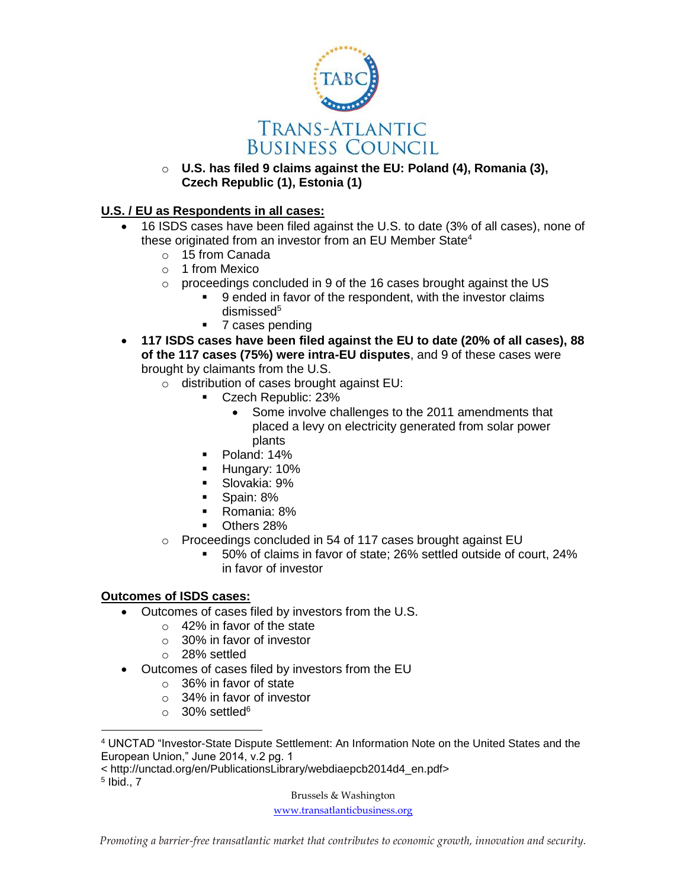- **U.S. has filed 9 claims against the EU: Poland (4), Romania (3), Czech Republic (1), Estonia (1)**

**<u>U.S. / EU as Respondents in all cases:</u>**

- 16 ISDS cases have been filed against the U.S. to date (3% of all cases), none of these originated from an investor from an EU Member State[4]
  - 15 from Canada
  - 1 from Mexico
  - proceedings concluded in 9 of the 16 cases brought against the US
    - 9 ended in favor of the respondent, with the investor claims dismissed[5]
    - 7 cases pending
- **117 ISDS cases have been filed against the EU to date (20% of all cases), 88 of the 117 cases (75%) were intra-EU disputes**, and 9 of these cases were brought by claimants from the U.S.
  - distribution of cases brought against EU:
    - Czech Republic: 23%
      - Some involve challenges to the 2011 amendments that placed a levy on electricity generated from solar power plants
    - Poland: 14%
    - Hungary: 10%
    - Slovakia: 9%
    - Spain: 8%
    - Romania: 8%
    - Others 28%
  - Proceedings concluded in 54 of 117 cases brought against EU
    - 50% of claims in favor of state; 26% settled outside of court, 24% in favor of investor

**<u>Outcomes of ISDS cases:</u>**

- Outcomes of cases filed by investors from the U.S.
  - 42% in favor of the state
  - 30% in favor of investor
  - 28% settled
- Outcomes of cases filed by investors from the EU
  - 36% in favor of state
  - 34% in favor of investor
  - 30% settled[6]

---

[4] UNCTAD "Investor-State Dispute Settlement: An Information Note on the United States and the European Union," June 2014, v.2 pg. 1
< http://unctad.org/en/PublicationsLibrary/webdiaepcb2014d4_en.pdf>

[5] Ibid., 7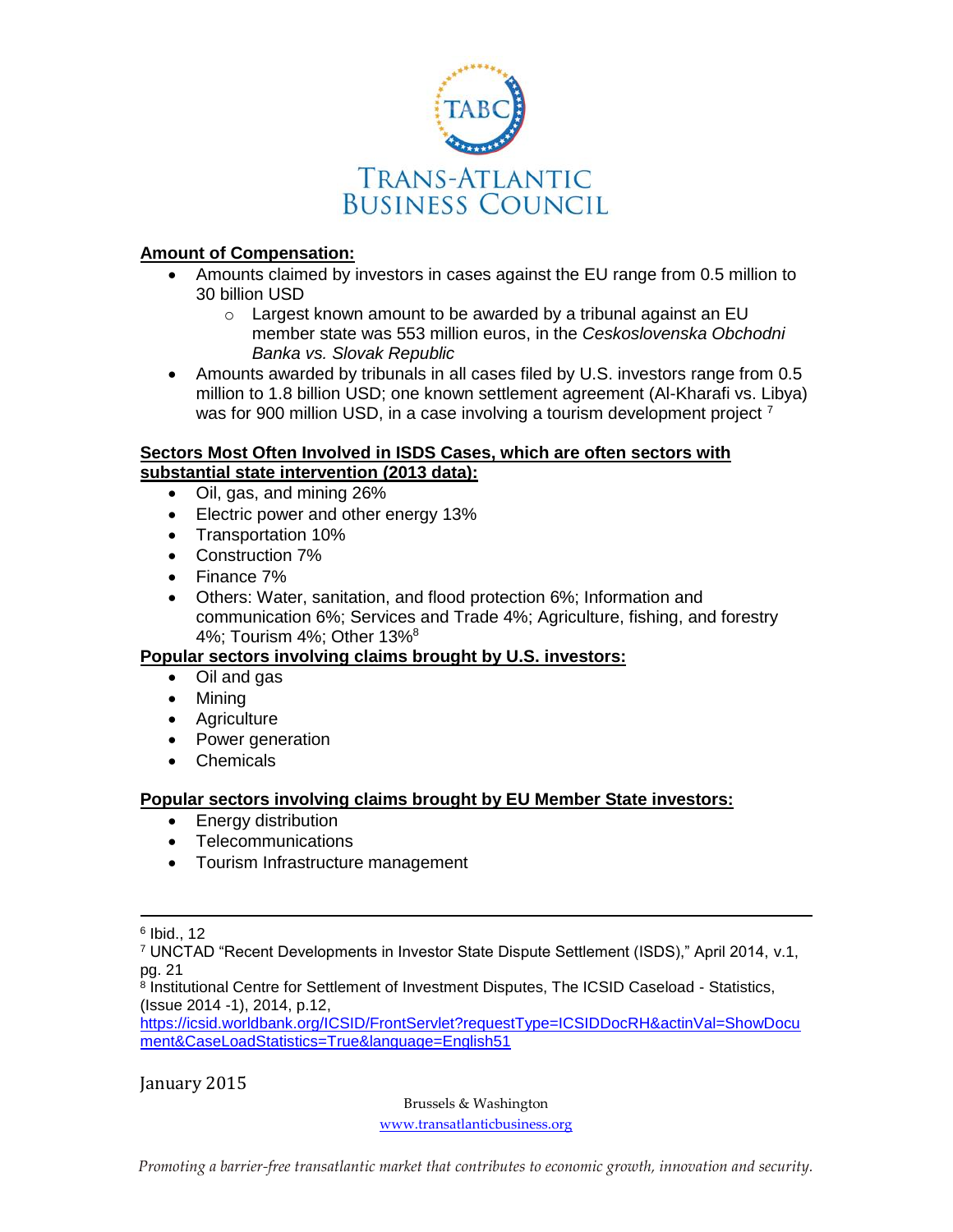**Amount of Compensation:**

- Amounts claimed by investors in cases against the EU range from 0.5 million to 30 billion USD
  - Largest known amount to be awarded by a tribunal against an EU member state was 553 million euros, in the *Ceskoslovenska Obchodni Banka vs. Slovak Republic*
- Amounts awarded by tribunals in all cases filed by U.S. investors range from 0.5 million to 1.8 billion USD; one known settlement agreement (Al-Kharafi vs. Libya) was for 900 million USD, in a case involving a tourism development project [7]

**Sectors Most Often Involved in ISDS Cases, which are often sectors with substantial state intervention (2013 data):**

- Oil, gas, and mining 26%
- Electric power and other energy 13%
- Transportation 10%
- Construction 7%
- Finance 7%
- Others: Water, sanitation, and flood protection 6%; Information and communication 6%; Services and Trade 4%; Agriculture, fishing, and forestry 4%; Tourism 4%; Other 13%[8]

**Popular sectors involving claims brought by U.S. investors:**

- Oil and gas
- Mining
- Agriculture
- Power generation
- Chemicals

**Popular sectors involving claims brought by EU Member State investors:**

- Energy distribution
- Telecommunications
- Tourism Infrastructure management

---

[6] Ibid., 12

[7] UNCTAD "Recent Developments in Investor State Dispute Settlement (ISDS)," April 2014, v.1, pg. 21

[8] Institutional Centre for Settlement of Investment Disputes, The ICSID Caseload - Statistics, (Issue 2014 -1), 2014, p.12, https://icsid.worldbank.org/ICSID/FrontServlet?requestType=ICSIDDocRH&actinVal=ShowDocument&CaseLoadStatistics=True&language=English51

January 2015